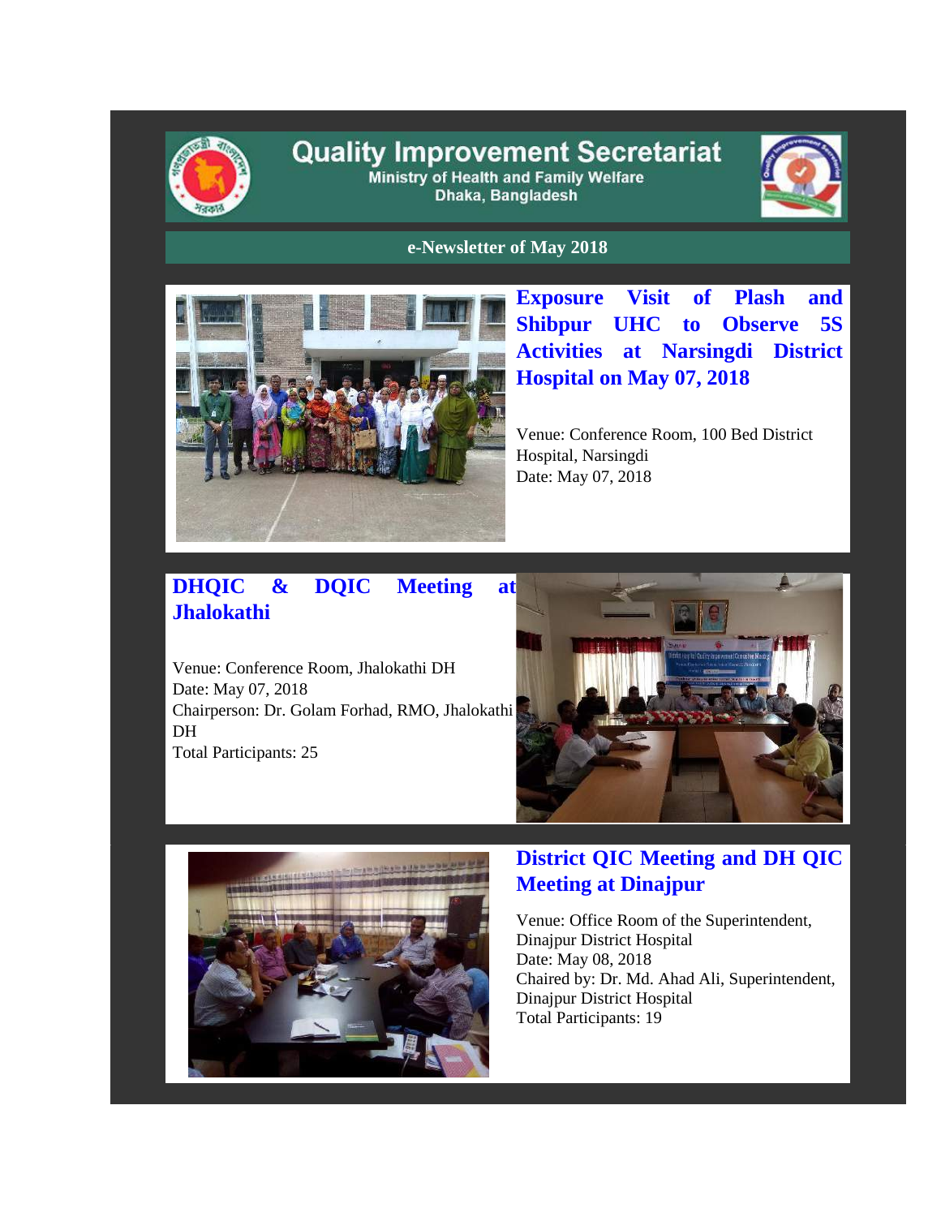# Quality Improvement Secretariat

Ministry of Health and Family Welfare
Dhaka, Bangladesh

## e-Newsletter of May 2018

### Exposure Visit of Plash and Shibpur UHC to Observe 5S Activities at Narsingdi District Hospital on May 07, 2018

Venue: Conference Room, 100 Bed District Hospital, Narsingdi
Date: May 07, 2018

### DHQIC & DQIC Meeting at Jhalokathi

Venue: Conference Room, Jhalokathi DH
Date: May 07, 2018
Chairperson: Dr. Golam Forhad, RMO, Jhalokathi DH
Total Participants: 25

### District QIC Meeting and DH QIC Meeting at Dinajpur

Venue: Office Room of the Superintendent, Dinajpur District Hospital
Date: May 08, 2018
Chaired by: Dr. Md. Ahad Ali, Superintendent, Dinajpur District Hospital
Total Participants: 19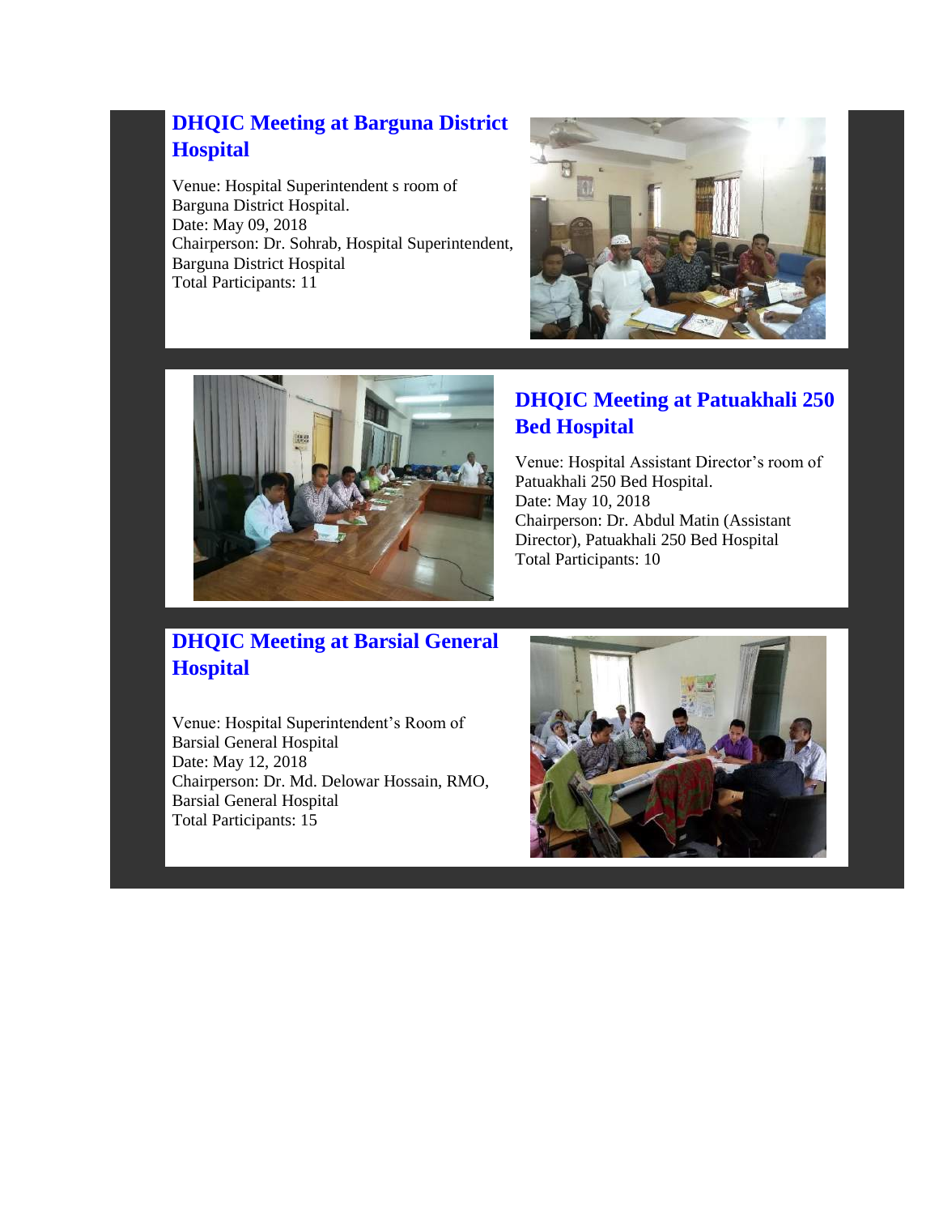## DHQIC Meeting at Barguna District Hospital

Venue: Hospital Superintendent s room of Barguna District Hospital.
Date: May 09, 2018
Chairperson: Dr. Sohrab, Hospital Superintendent, Barguna District Hospital
Total Participants: 11

## DHQIC Meeting at Patuakhali 250 Bed Hospital

Venue: Hospital Assistant Director's room of Patuakhali 250 Bed Hospital.
Date: May 10, 2018
Chairperson: Dr. Abdul Matin (Assistant Director), Patuakhali 250 Bed Hospital
Total Participants: 10

## DHQIC Meeting at Barsial General Hospital

Venue: Hospital Superintendent's Room of Barsial General Hospital
Date: May 12, 2018
Chairperson: Dr. Md. Delowar Hossain, RMO, Barsial General Hospital
Total Participants: 15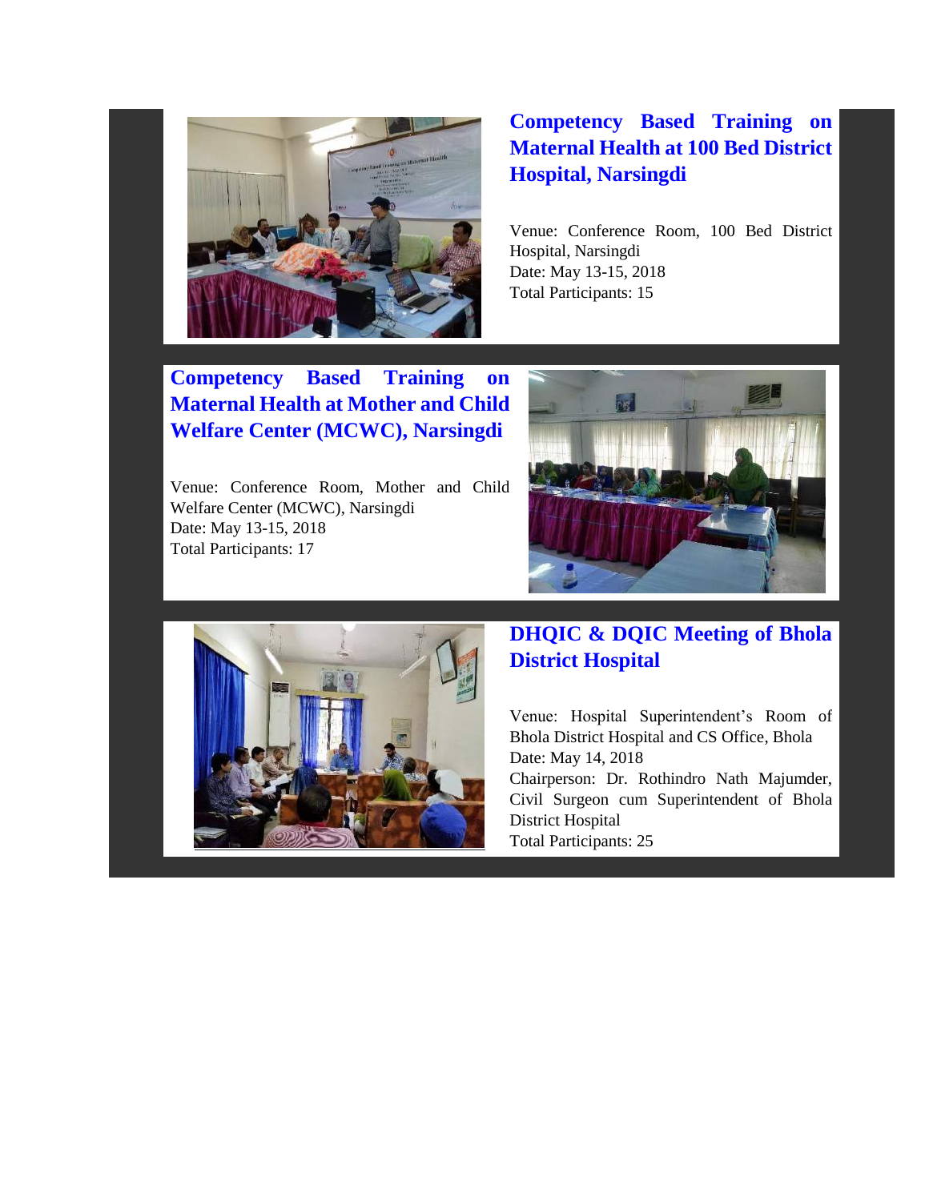## Competency Based Training on Maternal Health at 100 Bed District Hospital, Narsingdi

Venue: Conference Room, 100 Bed District Hospital, Narsingdi
Date: May 13-15, 2018
Total Participants: 15

## Competency Based Training on Maternal Health at Mother and Child Welfare Center (MCWC), Narsingdi

Venue: Conference Room, Mother and Child Welfare Center (MCWC), Narsingdi
Date: May 13-15, 2018
Total Participants: 17

## DHQIC & DQIC Meeting of Bhola District Hospital

Venue: Hospital Superintendent's Room of Bhola District Hospital and CS Office, Bhola
Date: May 14, 2018
Chairperson: Dr. Rothindro Nath Majumder, Civil Surgeon cum Superintendent of Bhola District Hospital
Total Participants: 25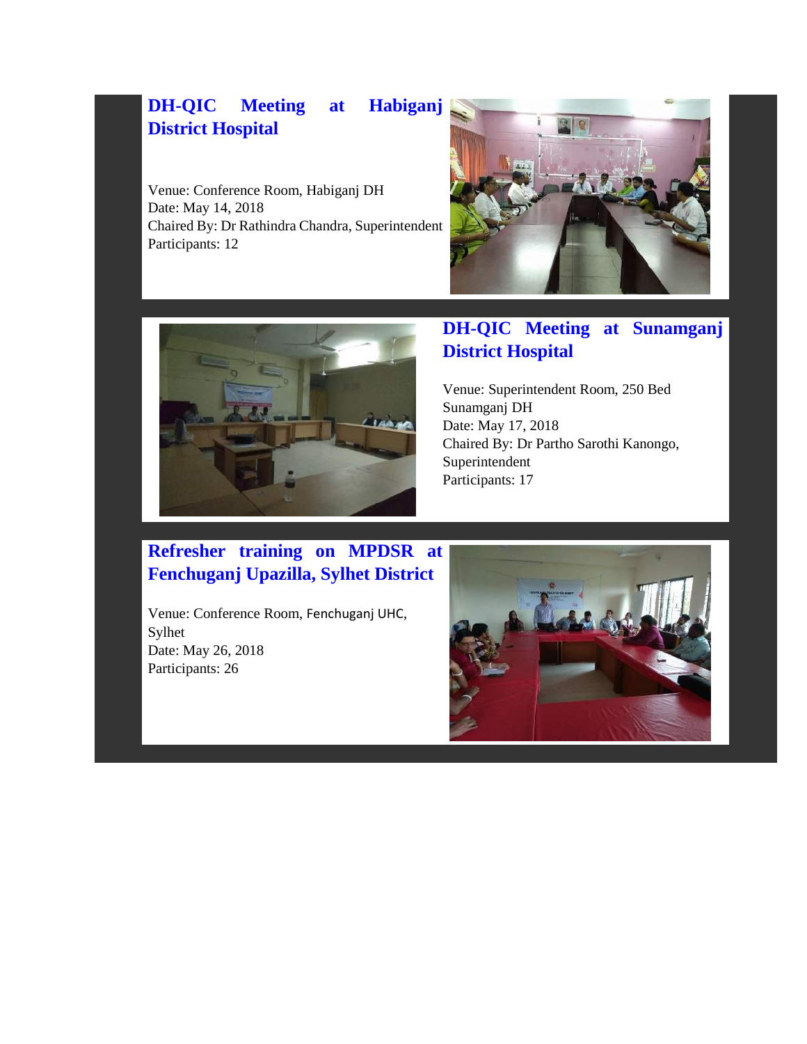## DH-QIC Meeting at Habiganj District Hospital

Venue: Conference Room, Habiganj DH
Date: May 14, 2018
Chaired By: Dr Rathindra Chandra, Superintendent
Participants: 12

## DH-QIC Meeting at Sunamganj District Hospital

Venue: Superintendent Room, 250 Bed Sunamganj DH
Date: May 17, 2018
Chaired By: Dr Partho Sarothi Kanongo, Superintendent
Participants: 17

## Refresher training on MPDSR at Fenchuganj Upazilla, Sylhet District

Venue: Conference Room, Fenchuganj UHC, Sylhet
Date: May 26, 2018
Participants: 26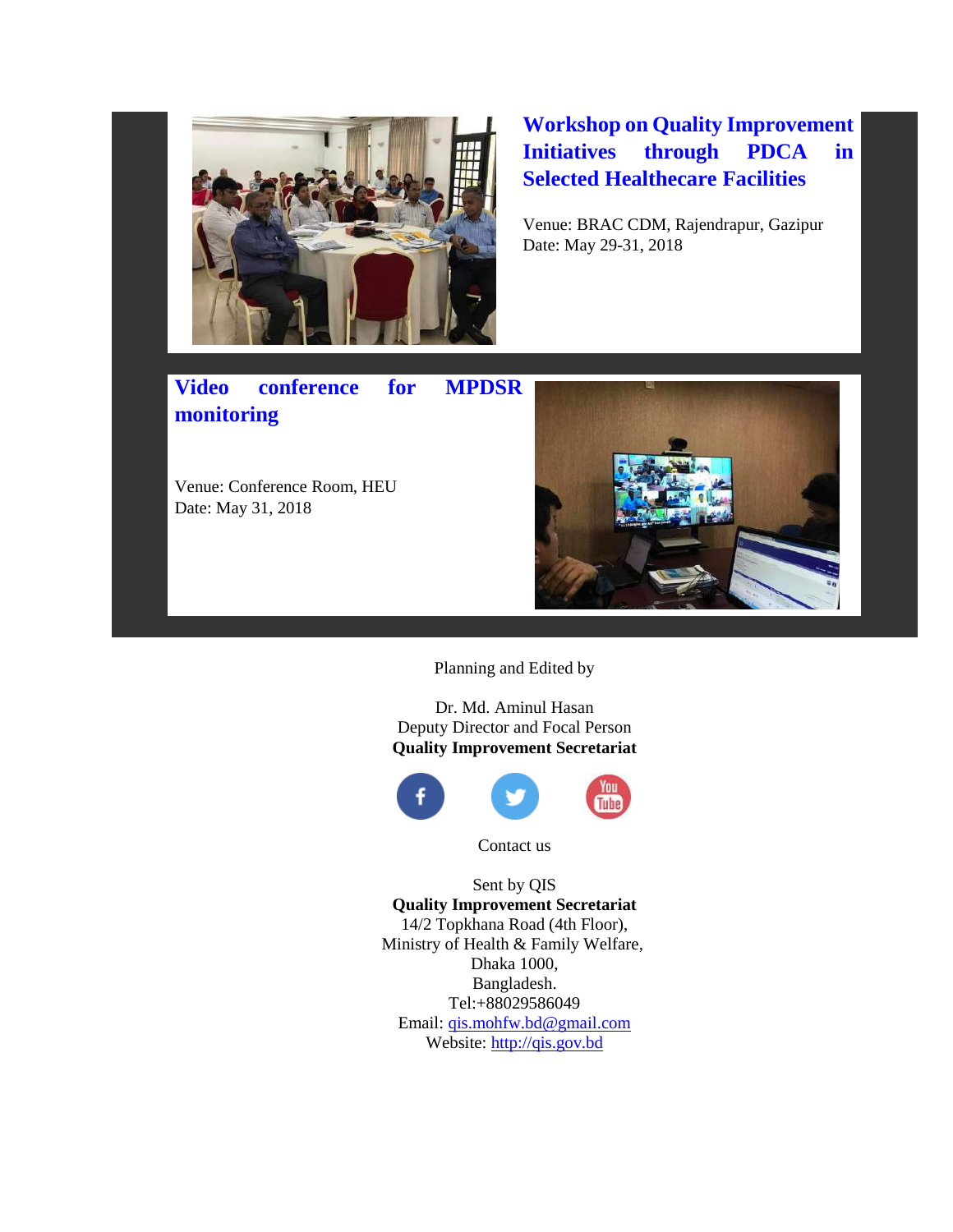## Workshop on Quality Improvement Initiatives through PDCA in Selected Healthecare Facilities

Venue: BRAC CDM, Rajendrapur, Gazipur
Date: May 29-31, 2018

## Video conference for MPDSR monitoring

Venue: Conference Room, HEU
Date: May 31, 2018

Planning and Edited by

Dr. Md. Aminul Hasan
Deputy Director and Focal Person
**Quality Improvement Secretariat**

Contact us

Sent by QIS
**Quality Improvement Secretariat**
14/2 Topkhana Road (4th Floor),
Ministry of Health & Family Welfare,
Dhaka 1000,
Bangladesh.
Tel:+88029586049
Email: qis.mohfw.bd@gmail.com
Website: http://qis.gov.bd